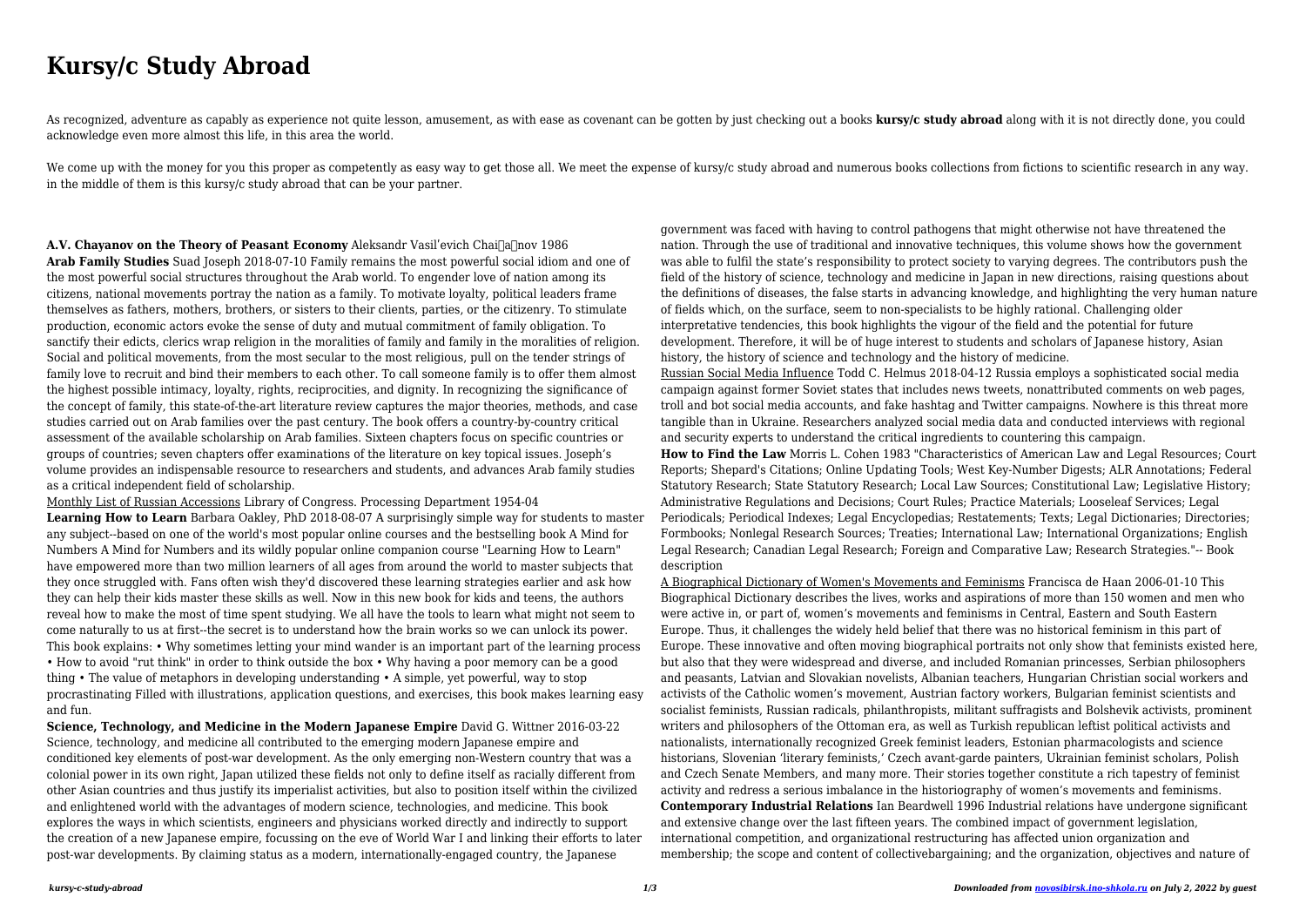# Kursy/c Study Abroad

As recognized, adventure as capably as experience not quite lesson, amusement, as with ease as covenant can be gotten by just checking out a books **kursy/c study abroad** along with it is not directly done, you could acknowledge even more almost this life, in this area the world.

We come up with the money for you this proper as competently as easy way to get those all. We meet the expense of kursy/c study abroad and numerous books collections from fictions to scientific research in any way. in the middle of them is this kursy/c study abroad that can be your partner.

**A.V. Chayanov on the Theory of Peasant Economy** Aleksandr Vasilʹevich Chai͡anov 1986

**Arab Family Studies** Suad Joseph 2018-07-10 Family remains the most powerful social idiom and one of the most powerful social structures throughout the Arab world. To engender love of nation among its citizens, national movements portray the nation as a family. To motivate loyalty, political leaders frame themselves as fathers, mothers, brothers, or sisters to their clients, parties, or the citizenry. To stimulate production, economic actors evoke the sense of duty and mutual commitment of family obligation. To sanctify their edicts, clerics wrap religion in the moralities of family and family in the moralities of religion. Social and political movements, from the most secular to the most religious, pull on the tender strings of family love to recruit and bind their members to each other. To call someone family is to offer them almost the highest possible intimacy, loyalty, rights, reciprocities, and dignity. In recognizing the significance of the concept of family, this state-of-the-art literature review captures the major theories, methods, and case studies carried out on Arab families over the past century. The book offers a country-by-country critical assessment of the available scholarship on Arab families. Sixteen chapters focus on specific countries or groups of countries; seven chapters offer examinations of the literature on key topical issues. Joseph's volume provides an indispensable resource to researchers and students, and advances Arab family studies as a critical independent field of scholarship.

Monthly List of Russian Accessions Library of Congress. Processing Department 1954-04

**Learning How to Learn** Barbara Oakley, PhD 2018-08-07 A surprisingly simple way for students to master any subject--based on one of the world's most popular online courses and the bestselling book A Mind for Numbers A Mind for Numbers and its wildly popular online companion course "Learning How to Learn" have empowered more than two million learners of all ages from around the world to master subjects that they once struggled with. Fans often wish they'd discovered these learning strategies earlier and ask how they can help their kids master these skills as well. Now in this new book for kids and teens, the authors reveal how to make the most of time spent studying. We all have the tools to learn what might not seem to come naturally to us at first--the secret is to understand how the brain works so we can unlock its power. This book explains: • Why sometimes letting your mind wander is an important part of the learning process • How to avoid "rut think" in order to think outside the box • Why having a poor memory can be a good thing • The value of metaphors in developing understanding • A simple, yet powerful, way to stop procrastinating Filled with illustrations, application questions, and exercises, this book makes learning easy and fun.

**Science, Technology, and Medicine in the Modern Japanese Empire** David G. Wittner 2016-03-22 Science, technology, and medicine all contributed to the emerging modern Japanese empire and conditioned key elements of post-war development. As the only emerging non-Western country that was a colonial power in its own right, Japan utilized these fields not only to define itself as racially different from other Asian countries and thus justify its imperialist activities, but also to position itself within the civilized and enlightened world with the advantages of modern science, technologies, and medicine. This book explores the ways in which scientists, engineers and physicians worked directly and indirectly to support the creation of a new Japanese empire, focussing on the eve of World War I and linking their efforts to later post-war developments. By claiming status as a modern, internationally-engaged country, the Japanese government was faced with having to control pathogens that might otherwise not have threatened the nation. Through the use of traditional and innovative techniques, this volume shows how the government was able to fulfil the state's responsibility to protect society to varying degrees. The contributors push the field of the history of science, technology and medicine in Japan in new directions, raising questions about the definitions of diseases, the false starts in advancing knowledge, and highlighting the very human nature of fields which, on the surface, seem to non-specialists to be highly rational. Challenging older interpretative tendencies, this book highlights the vigour of the field and the potential for future development. Therefore, it will be of huge interest to students and scholars of Japanese history, Asian history, the history of science and technology and the history of medicine.

Russian Social Media Influence Todd C. Helmus 2018-04-12 Russia employs a sophisticated social media campaign against former Soviet states that includes news tweets, nonattributed comments on web pages, troll and bot social media accounts, and fake hashtag and Twitter campaigns. Nowhere is this threat more tangible than in Ukraine. Researchers analyzed social media data and conducted interviews with regional and security experts to understand the critical ingredients to countering this campaign.

**How to Find the Law** Morris L. Cohen 1983 "Characteristics of American Law and Legal Resources; Court Reports; Shepard's Citations; Online Updating Tools; West Key-Number Digests; ALR Annotations; Federal Statutory Research; State Statutory Research; Local Law Sources; Constitutional Law; Legislative History; Administrative Regulations and Decisions; Court Rules; Practice Materials; Looseleaf Services; Legal Periodicals; Periodical Indexes; Legal Encyclopedias; Restatements; Texts; Legal Dictionaries; Directories; Formbooks; Nonlegal Research Sources; Treaties; International Law; International Organizations; English Legal Research; Canadian Legal Research; Foreign and Comparative Law; Research Strategies."-- Book description

A Biographical Dictionary of Women's Movements and Feminisms Francisca de Haan 2006-01-10 This Biographical Dictionary describes the lives, works and aspirations of more than 150 women and men who were active in, or part of, women's movements and feminisms in Central, Eastern and South Eastern Europe. Thus, it challenges the widely held belief that there was no historical feminism in this part of Europe. These innovative and often moving biographical portraits not only show that feminists existed here, but also that they were widespread and diverse, and included Romanian princesses, Serbian philosophers and peasants, Latvian and Slovakian novelists, Albanian teachers, Hungarian Christian social workers and activists of the Catholic women's movement, Austrian factory workers, Bulgarian feminist scientists and socialist feminists, Russian radicals, philanthropists, militant suffragists and Bolshevik activists, prominent writers and philosophers of the Ottoman era, as well as Turkish republican leftist political activists and nationalists, internationally recognized Greek feminist leaders, Estonian pharmacologists and science historians, Slovenian 'literary feminists,' Czech avant-garde painters, Ukrainian feminist scholars, Polish and Czech Senate Members, and many more. Their stories together constitute a rich tapestry of feminist activity and redress a serious imbalance in the historiography of women's movements and feminisms.

**Contemporary Industrial Relations** Ian Beardwell 1996 Industrial relations have undergone significant and extensive change over the last fifteen years. The combined impact of government legislation, international competition, and organizational restructuring has affected union organization and membership; the scope and content of collectivebargaining; and the organization, objectives and nature of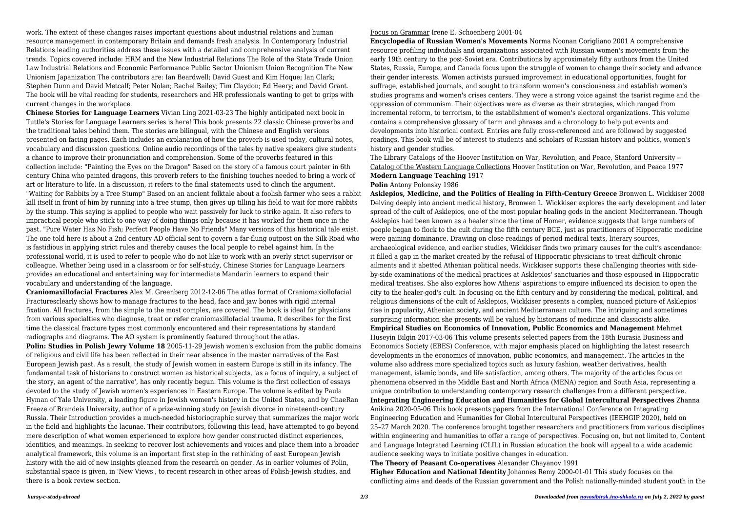work. The extent of these changes raises important questions about industrial relations and human resource management in contemporary Britain and demands fresh analysis. In Contemporary Industrial Relations leading authorities address these issues with a detailed and comprehensive analysis of current trends. Topics covered include: HRM and the New Industrial Relations The Role of the State Trade Union Law Industrial Relations and Economic Performance Public Sector Unionism Union Recognition The New Unionism Japanization The contributors are: Ian Beardwell; David Guest and Kim Hoque; Ian Clark; Stephen Dunn and David Metcalf; Peter Nolan; Rachel Bailey; Tim Claydon; Ed Heery; and David Grant. The book will be vital reading for students, researchers and HR professionals wanting to get to grips with current changes in the workplace.

**Chinese Stories for Language Learners** Vivian Ling 2021-03-23 The highly anticipated next book in Tuttle's Stories for Language Learners series is here! This book presents 22 classic Chinese proverbs and the traditional tales behind them. The stories are bilingual, with the Chinese and English versions presented on facing pages. Each includes an explanation of how the proverb is used today, cultural notes, vocabulary and discussion questions. Online audio recordings of the tales by native speakers give students a chance to improve their pronunciation and comprehension. Some of the proverbs featured in this collection include: "Painting the Eyes on the Dragon" Based on the story of a famous court painter in 6th century China who painted dragons, this proverb refers to the finishing touches needed to bring a work of art or literature to life. In a discussion, it refers to the final statements used to clinch the argument. "Waiting for Rabbits by a Tree Stump" Based on an ancient folktale about a foolish farmer who sees a rabbit kill itself in front of him by running into a tree stump, then gives up tilling his field to wait for more rabbits by the stump. This saying is applied to people who wait passively for luck to strike again. It also refers to impractical people who stick to one way of doing things only because it has worked for them once in the past. "Pure Water Has No Fish; Perfect People Have No Friends" Many versions of this historical tale exist. The one told here is about a 2nd century AD official sent to govern a far-flung outpost on the Silk Road who is fastidious in applying strict rules and thereby causes the local people to rebel against him. In the professional world, it is used to refer to people who do not like to work with an overly strict supervisor or colleague. Whether being used in a classroom or for self-study, Chinese Stories for Language Learners provides an educational and entertaining way for intermediate Mandarin learners to expand their vocabulary and understanding of the language.

**Craniomaxillofacial Fractures** Alex M. Greenberg 2012-12-06 The atlas format of Craniomaxiollofacial Fracturesclearly shows how to manage fractures to the head, face and jaw bones with rigid internal fixation. All fractures, from the simple to the most complex, are covered. The book is ideal for physicians from various specialties who diagnose, treat or refer craniomaxillofacial trauma. It describes for the first time the classical fracture types most commonly encountered and their representations by standard radiographs and diagrams. The AO system is prominently featured throughout the atlas.

**Polin: Studies in Polish Jewry Volume 18** 2005-11-29 Jewish women's exclusion from the public domains of religious and civil life has been reflected in their near absence in the master narratives of the East European Jewish past. As a result, the study of Jewish women in eastern Europe is still in its infancy. The fundamental task of historians to construct women as historical subjects, 'as a focus of inquiry, a subject of the story, an agent of the narrative', has only recently begun. This volume is the first collection of essays devoted to the study of Jewish women's experiences in Eastern Europe. The volume is edited by Paula Hyman of Yale University, a leading figure in Jewish women's history in the United States, and by ChaeRan Freeze of Brandeis University, author of a prize-winning study on Jewish divorce in nineteenth-century Russia. Their Introduction provides a much-needed historiographic survey that summarizes the major work in the field and highlights the lacunae. Their contributors, following this lead, have attempted to go beyond mere description of what women experienced to explore how gender constructed distinct experiences, identities, and meanings. In seeking to recover lost achievements and voices and place them into a broader analytical framework, this volume is an important first step in the rethinking of east European Jewish history with the aid of new insights gleaned from the research on gender. As in earlier volumes of Polin, substantial space is given, in 'New Views', to recent research in other areas of Polish-Jewish studies, and there is a book review section.

Focus on Grammar Irene E. Schoenberg 2001-04

**Encyclopedia of Russian Women's Movements** Norma Noonan Corigliano 2001 A comprehensive resource profiling individuals and organizations associated with Russian women's movements from the early 19th century to the post-Soviet era. Contributions by approximately fifty authors from the United States, Russia, Europe, and Canada focus upon the struggle of women to change their society and advance their gender interests. Women activists pursued improvement in educational opportunities, fought for suffrage, established journals, and sought to transform women's consciousness and establish women's studies programs and women's crises centers. They were a strong voice against the tsarist regime and the oppression of communism. Their objectives were as diverse as their strategies, which ranged from incremental reform, to terrorism, to the establishment of women's electoral organizations. This volume contains a comprehensive glossary of term and phrases and a chronology to help put events and developments into historical context. Entries are fully cross-referenced and are followed by suggested readings. This book will be of interest to students and scholars of Russian history and politics, women's history and gender studies.

The Library Catalogs of the Hoover Institution on War, Revolution, and Peace, Stanford University -- Catalog of the Western Language Collections Hoover Institution on War, Revolution, and Peace 1977

**Modern Language Teaching** 1917

**Polin** Antony Polonsky 1986

**Asklepios, Medicine, and the Politics of Healing in Fifth-Century Greece** Bronwen L. Wickkiser 2008 Delving deeply into ancient medical history, Bronwen L. Wickkiser explores the early development and later spread of the cult of Asklepios, one of the most popular healing gods in the ancient Mediterranean. Though Asklepios had been known as a healer since the time of Homer, evidence suggests that large numbers of people began to flock to the cult during the fifth century BCE, just as practitioners of Hippocratic medicine were gaining dominance. Drawing on close readings of period medical texts, literary sources, archaeological evidence, and earlier studies, Wickkiser finds two primary causes for the cult's ascendance: it filled a gap in the market created by the refusal of Hippocratic physicians to treat difficult chronic ailments and it abetted Athenian political needs. Wickkiser supports these challenging theories with side-by-side examinations of the medical practices at Asklepios' sanctuaries and those espoused in Hippocratic medical treatises. She also explores how Athens' aspirations to empire influenced its decision to open the city to the healer-god's cult. In focusing on the fifth century and by considering the medical, political, and religious dimensions of the cult of Asklepios, Wickkiser presents a complex, nuanced picture of Asklepios' rise in popularity, Athenian society, and ancient Mediterranean culture. The intriguing and sometimes surprising information she presents will be valued by historians of medicine and classicists alike.

**Empirical Studies on Economics of Innovation, Public Economics and Management** Mehmet Huseyin Bilgin 2017-03-06 This volume presents selected papers from the 18th Eurasia Business and Economics Society (EBES) Conference, with major emphasis placed on highlighting the latest research developments in the economics of innovation, public economics, and management. The articles in the volume also address more specialized topics such as luxury fashion, weather derivatives, health management, islamic bonds, and life satisfaction, among others. The majority of the articles focus on phenomena observed in the Middle East and North Africa (MENA) region and South Asia, representing a unique contribution to understanding contemporary research challenges from a different perspective.

**Integrating Engineering Education and Humanities for Global Intercultural Perspectives** Zhanna Anikina 2020-05-06 This book presents papers from the International Conference on Integrating Engineering Education and Humanities for Global Intercultural Perspectives (IEEHGIP 2020), held on 25–27 March 2020. The conference brought together researchers and practitioners from various disciplines within engineering and humanities to offer a range of perspectives. Focusing on, but not limited to, Content and Language Integrated Learning (CLIL) in Russian education the book will appeal to a wide academic audience seeking ways to initiate positive changes in education.

**The Theory of Peasant Co-operatives** Alexander Chayanov 1991

**Higher Education and National Identity** Johannes Remy 2000-01-01 This study focuses on the conflicting aims and deeds of the Russian government and the Polish nationally-minded student youth in the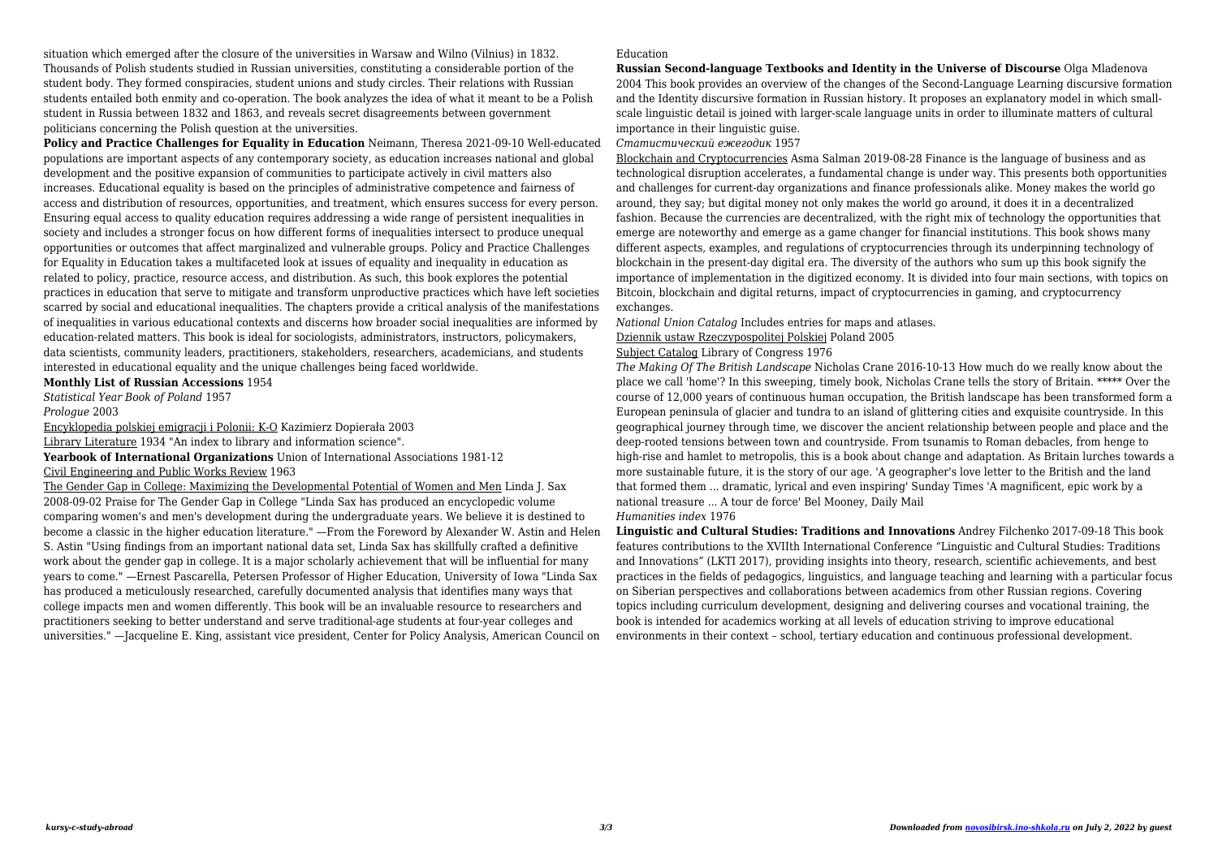situation which emerged after the closure of the universities in Warsaw and Wilno (Vilnius) in 1832. Thousands of Polish students studied in Russian universities, constituting a considerable portion of the student body. They formed conspiracies, student unions and study circles. Their relations with Russian students entailed both enmity and co-operation. The book analyzes the idea of what it meant to be a Polish student in Russia between 1832 and 1863, and reveals secret disagreements between government politicians concerning the Polish question at the universities.

**Policy and Practice Challenges for Equality in Education** Neimann, Theresa 2021-09-10 Well-educated populations are important aspects of any contemporary society, as education increases national and global development and the positive expansion of communities to participate actively in civil matters also increases. Educational equality is based on the principles of administrative competence and fairness of access and distribution of resources, opportunities, and treatment, which ensures success for every person. Ensuring equal access to quality education requires addressing a wide range of persistent inequalities in society and includes a stronger focus on how different forms of inequalities intersect to produce unequal opportunities or outcomes that affect marginalized and vulnerable groups. Policy and Practice Challenges for Equality in Education takes a multifaceted look at issues of equality and inequality in education as related to policy, practice, resource access, and distribution. As such, this book explores the potential practices in education that serve to mitigate and transform unproductive practices which have left societies scarred by social and educational inequalities. The chapters provide a critical analysis of the manifestations of inequalities in various educational contexts and discerns how broader social inequalities are informed by education-related matters. This book is ideal for sociologists, administrators, instructors, policymakers, data scientists, community leaders, practitioners, stakeholders, researchers, academicians, and students interested in educational equality and the unique challenges being faced worldwide.

**Monthly List of Russian Accessions** 1954

*Statistical Year Book of Poland* 1957

*Prologue* 2003

Encyklopedia polskiej emigracji i Polonii: K-O Kazimierz Dopierała 2003

Library Literature 1934 "An index to library and information science".

**Yearbook of International Organizations** Union of International Associations 1981-12

Civil Engineering and Public Works Review 1963

The Gender Gap in College: Maximizing the Developmental Potential of Women and Men Linda J. Sax 2008-09-02 Praise for The Gender Gap in College "Linda Sax has produced an encyclopedic volume comparing women's and men's development during the undergraduate years. We believe it is destined to become a classic in the higher education literature." —From the Foreword by Alexander W. Astin and Helen S. Astin "Using findings from an important national data set, Linda Sax has skillfully crafted a definitive work about the gender gap in college. It is a major scholarly achievement that will be influential for many years to come." —Ernest Pascarella, Petersen Professor of Higher Education, University of Iowa "Linda Sax has produced a meticulously researched, carefully documented analysis that identifies many ways that college impacts men and women differently. This book will be an invaluable resource to researchers and practitioners seeking to better understand and serve traditional-age students at four-year colleges and universities." —Jacqueline E. King, assistant vice president, Center for Policy Analysis, American Council on Education

**Russian Second-language Textbooks and Identity in the Universe of Discourse** Olga Mladenova 2004 This book provides an overview of the changes of the Second-Language Learning discursive formation and the Identity discursive formation in Russian history. It proposes an explanatory model in which small-scale linguistic detail is joined with larger-scale language units in order to illuminate matters of cultural importance in their linguistic guise.

*Статистический ежегодик* 1957

Blockchain and Cryptocurrencies Asma Salman 2019-08-28 Finance is the language of business and as technological disruption accelerates, a fundamental change is under way. This presents both opportunities and challenges for current-day organizations and finance professionals alike. Money makes the world go around, they say; but digital money not only makes the world go around, it does it in a decentralized fashion. Because the currencies are decentralized, with the right mix of technology the opportunities that emerge are noteworthy and emerge as a game changer for financial institutions. This book shows many different aspects, examples, and regulations of cryptocurrencies through its underpinning technology of blockchain in the present-day digital era. The diversity of the authors who sum up this book signify the importance of implementation in the digitized economy. It is divided into four main sections, with topics on Bitcoin, blockchain and digital returns, impact of cryptocurrencies in gaming, and cryptocurrency exchanges.

*National Union Catalog* Includes entries for maps and atlases.

Dziennik ustaw Rzeczypospolitej Polskiej Poland 2005

Subject Catalog Library of Congress 1976

*The Making Of The British Landscape* Nicholas Crane 2016-10-13 How much do we really know about the place we call 'home'? In this sweeping, timely book, Nicholas Crane tells the story of Britain. ***** Over the course of 12,000 years of continuous human occupation, the British landscape has been transformed form a European peninsula of glacier and tundra to an island of glittering cities and exquisite countryside. In this geographical journey through time, we discover the ancient relationship between people and place and the deep-rooted tensions between town and countryside. From tsunamis to Roman debacles, from henge to high-rise and hamlet to metropolis, this is a book about change and adaptation. As Britain lurches towards a more sustainable future, it is the story of our age. 'A geographer's love letter to the British and the land that formed them ... dramatic, lyrical and even inspiring' Sunday Times 'A magnificent, epic work by a national treasure ... A tour de force' Bel Mooney, Daily Mail

*Humanities index* 1976

**Linguistic and Cultural Studies: Traditions and Innovations** Andrey Filchenko 2017-09-18 This book features contributions to the XVIIth International Conference "Linguistic and Cultural Studies: Traditions and Innovations" (LKTI 2017), providing insights into theory, research, scientific achievements, and best practices in the fields of pedagogics, linguistics, and language teaching and learning with a particular focus on Siberian perspectives and collaborations between academics from other Russian regions. Covering topics including curriculum development, designing and delivering courses and vocational training, the book is intended for academics working at all levels of education striving to improve educational environments in their context – school, tertiary education and continuous professional development.